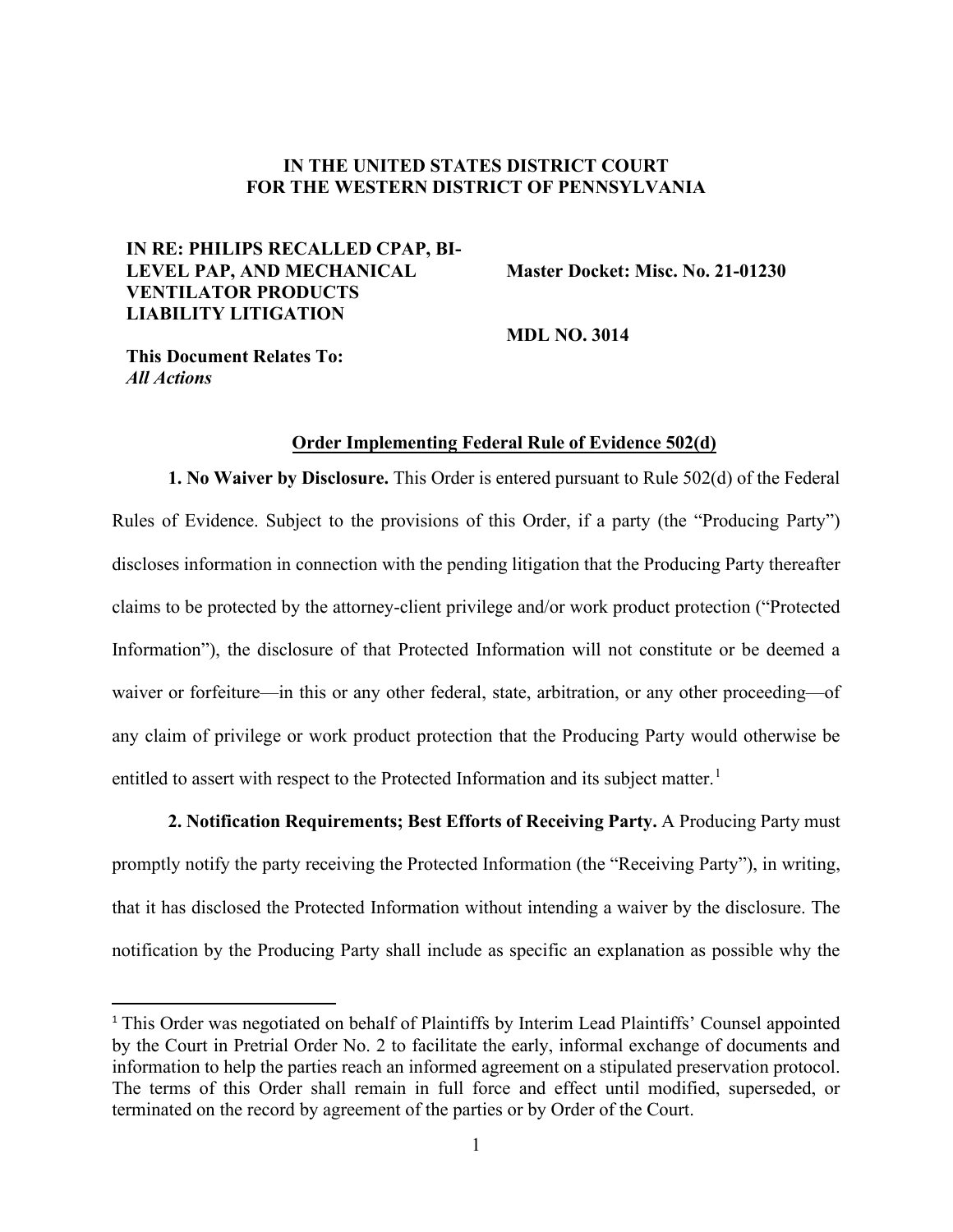**IN THE UNITED STATES DISTRICT COURT**
**FOR THE WESTERN DISTRICT OF PENNSYLVANIA**

**IN RE: PHILIPS RECALLED CPAP, BI-LEVEL PAP, AND MECHANICAL VENTILATOR PRODUCTS LIABILITY LITIGATION**

**Master Docket: Misc. No. 21-01230**

**MDL NO. 3014**

**This Document Relates To:**
***All Actions***

**Order Implementing Federal Rule of Evidence 502(d)**

**1. No Waiver by Disclosure.** This Order is entered pursuant to Rule 502(d) of the Federal Rules of Evidence. Subject to the provisions of this Order, if a party (the "Producing Party") discloses information in connection with the pending litigation that the Producing Party thereafter claims to be protected by the attorney-client privilege and/or work product protection ("Protected Information"), the disclosure of that Protected Information will not constitute or be deemed a waiver or forfeiture—in this or any other federal, state, arbitration, or any other proceeding—of any claim of privilege or work product protection that the Producing Party would otherwise be entitled to assert with respect to the Protected Information and its subject matter.[1]

**2. Notification Requirements; Best Efforts of Receiving Party.** A Producing Party must promptly notify the party receiving the Protected Information (the "Receiving Party"), in writing, that it has disclosed the Protected Information without intending a waiver by the disclosure. The notification by the Producing Party shall include as specific an explanation as possible why the

[1] This Order was negotiated on behalf of Plaintiffs by Interim Lead Plaintiffs' Counsel appointed by the Court in Pretrial Order No. 2 to facilitate the early, informal exchange of documents and information to help the parties reach an informed agreement on a stipulated preservation protocol. The terms of this Order shall remain in full force and effect until modified, superseded, or terminated on the record by agreement of the parties or by Order of the Court.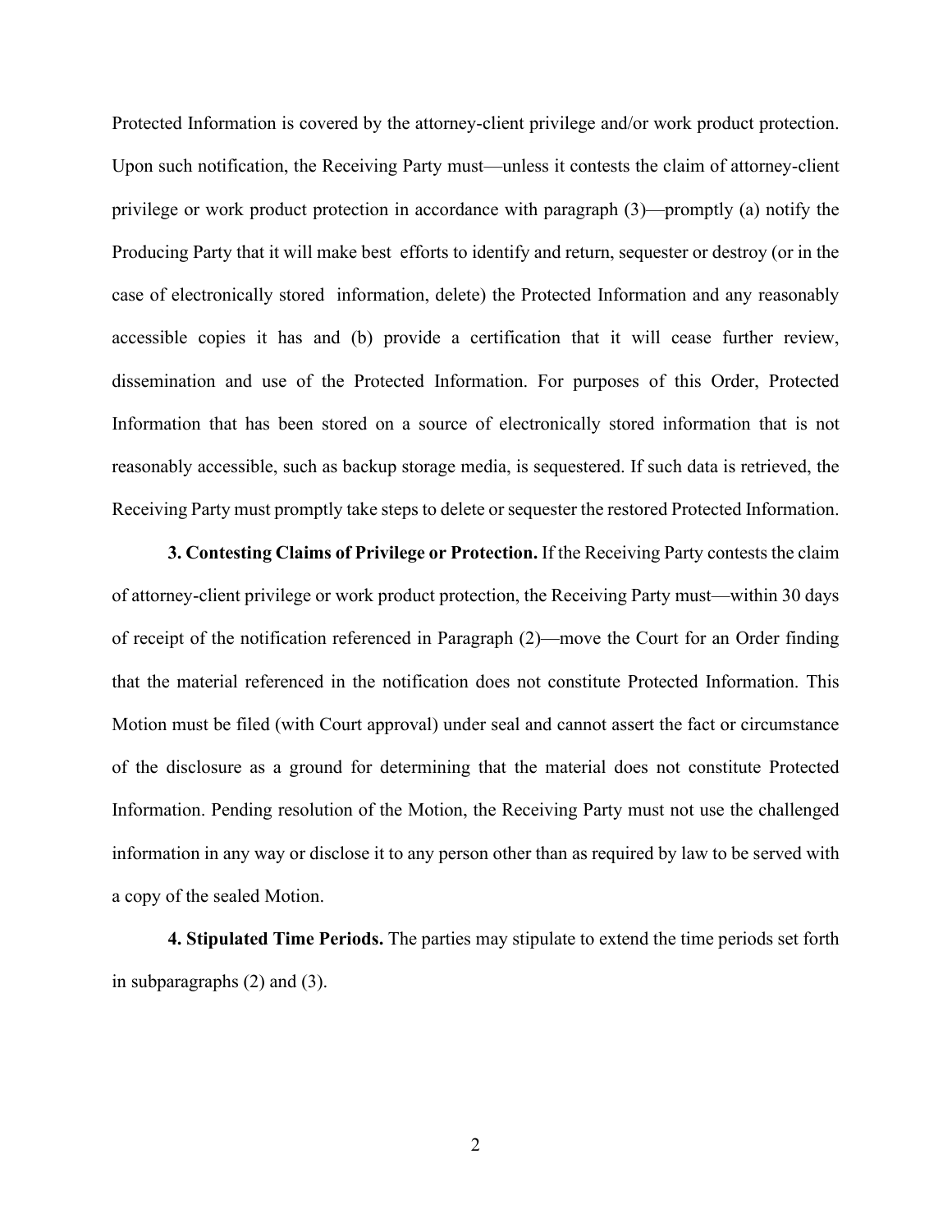Protected Information is covered by the attorney-client privilege and/or work product protection. Upon such notification, the Receiving Party must—unless it contests the claim of attorney-client privilege or work product protection in accordance with paragraph (3)—promptly (a) notify the Producing Party that it will make best efforts to identify and return, sequester or destroy (or in the case of electronically stored information, delete) the Protected Information and any reasonably accessible copies it has and (b) provide a certification that it will cease further review, dissemination and use of the Protected Information. For purposes of this Order, Protected Information that has been stored on a source of electronically stored information that is not reasonably accessible, such as backup storage media, is sequestered. If such data is retrieved, the Receiving Party must promptly take steps to delete or sequester the restored Protected Information.

**3. Contesting Claims of Privilege or Protection.** If the Receiving Party contests the claim of attorney-client privilege or work product protection, the Receiving Party must—within 30 days of receipt of the notification referenced in Paragraph (2)—move the Court for an Order finding that the material referenced in the notification does not constitute Protected Information. This Motion must be filed (with Court approval) under seal and cannot assert the fact or circumstance of the disclosure as a ground for determining that the material does not constitute Protected Information. Pending resolution of the Motion, the Receiving Party must not use the challenged information in any way or disclose it to any person other than as required by law to be served with a copy of the sealed Motion.

**4. Stipulated Time Periods.** The parties may stipulate to extend the time periods set forth in subparagraphs (2) and (3).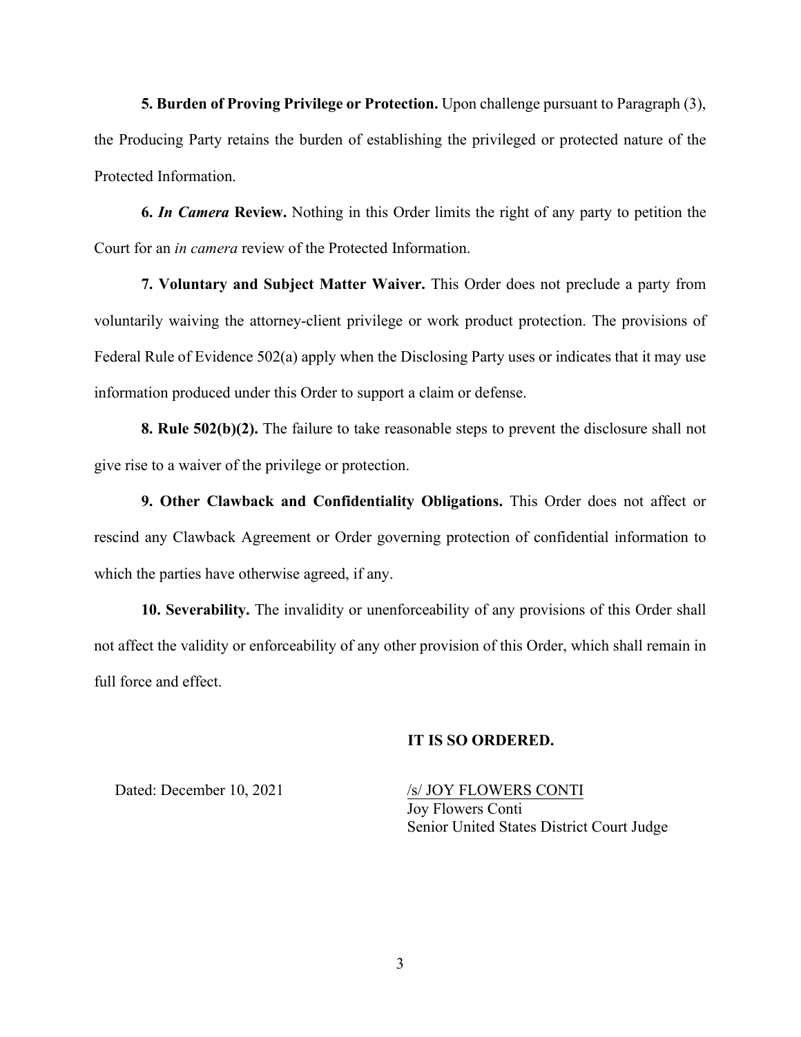**5. Burden of Proving Privilege or Protection.** Upon challenge pursuant to Paragraph (3), the Producing Party retains the burden of establishing the privileged or protected nature of the Protected Information.

**6. *In Camera* Review.** Nothing in this Order limits the right of any party to petition the Court for an *in camera* review of the Protected Information.

**7. Voluntary and Subject Matter Waiver.** This Order does not preclude a party from voluntarily waiving the attorney-client privilege or work product protection. The provisions of Federal Rule of Evidence 502(a) apply when the Disclosing Party uses or indicates that it may use information produced under this Order to support a claim or defense.

**8. Rule 502(b)(2).** The failure to take reasonable steps to prevent the disclosure shall not give rise to a waiver of the privilege or protection.

**9. Other Clawback and Confidentiality Obligations.** This Order does not affect or rescind any Clawback Agreement or Order governing protection of confidential information to which the parties have otherwise agreed, if any.

**10. Severability.** The invalidity or unenforceability of any provisions of this Order shall not affect the validity or enforceability of any other provision of this Order, which shall remain in full force and effect.

**IT IS SO ORDERED.**

Dated: December 10, 2021

/s/ JOY FLOWERS CONTI
Joy Flowers Conti
Senior United States District Court Judge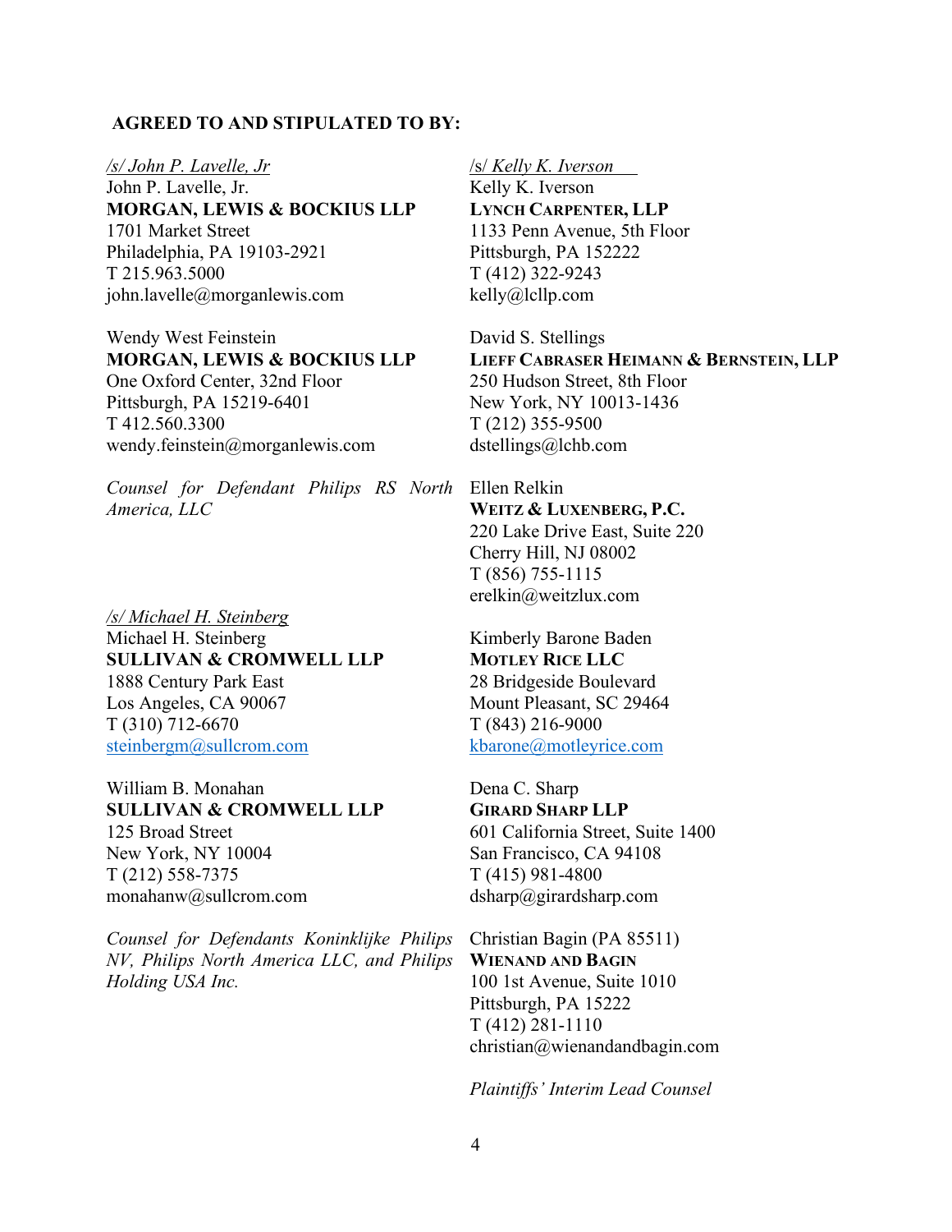**AGREED TO AND STIPULATED TO BY:**

*/s/ John P. Lavelle, Jr*
John P. Lavelle, Jr.
**MORGAN, LEWIS & BOCKIUS LLP**
1701 Market Street
Philadelphia, PA 19103-2921
T 215.963.5000
john.lavelle@morganlewis.com

Wendy West Feinstein
**MORGAN, LEWIS & BOCKIUS LLP**
One Oxford Center, 32nd Floor
Pittsburgh, PA 15219-6401
T 412.560.3300
wendy.feinstein@morganlewis.com

*Counsel for Defendant Philips RS North America, LLC*

*/s/ Michael H. Steinberg*
Michael H. Steinberg
**SULLIVAN & CROMWELL LLP**
1888 Century Park East
Los Angeles, CA 90067
T (310) 712-6670
steinbergm@sullcrom.com

William B. Monahan
**SULLIVAN & CROMWELL LLP**
125 Broad Street
New York, NY 10004
T (212) 558-7375
monahanw@sullcrom.com

*Counsel for Defendants Koninklijke Philips NV, Philips North America LLC, and Philips Holding USA Inc.*

/s/ *Kelly K. Iverson*
Kelly K. Iverson
**LYNCH CARPENTER, LLP**
1133 Penn Avenue, 5th Floor
Pittsburgh, PA 152222
T (412) 322-9243
kelly@lcllp.com

David S. Stellings
**LIEFF CABRASER HEIMANN & BERNSTEIN, LLP**
250 Hudson Street, 8th Floor
New York, NY 10013-1436
T (212) 355-9500
dstellings@lchb.com

Ellen Relkin
**WEITZ & LUXENBERG, P.C.**
220 Lake Drive East, Suite 220
Cherry Hill, NJ 08002
T (856) 755-1115
erelkin@weitzlux.com

Kimberly Barone Baden
**MOTLEY RICE LLC**
28 Bridgeside Boulevard
Mount Pleasant, SC 29464
T (843) 216-9000
kbarone@motleyrice.com

Dena C. Sharp
**GIRARD SHARP LLP**
601 California Street, Suite 1400
San Francisco, CA 94108
T (415) 981-4800
dsharp@girardsharp.com

Christian Bagin (PA 85511)
**WIENAND AND BAGIN**
100 1st Avenue, Suite 1010
Pittsburgh, PA 15222
T (412) 281-1110
christian@wienandandbagin.com

*Plaintiffs' Interim Lead Counsel*